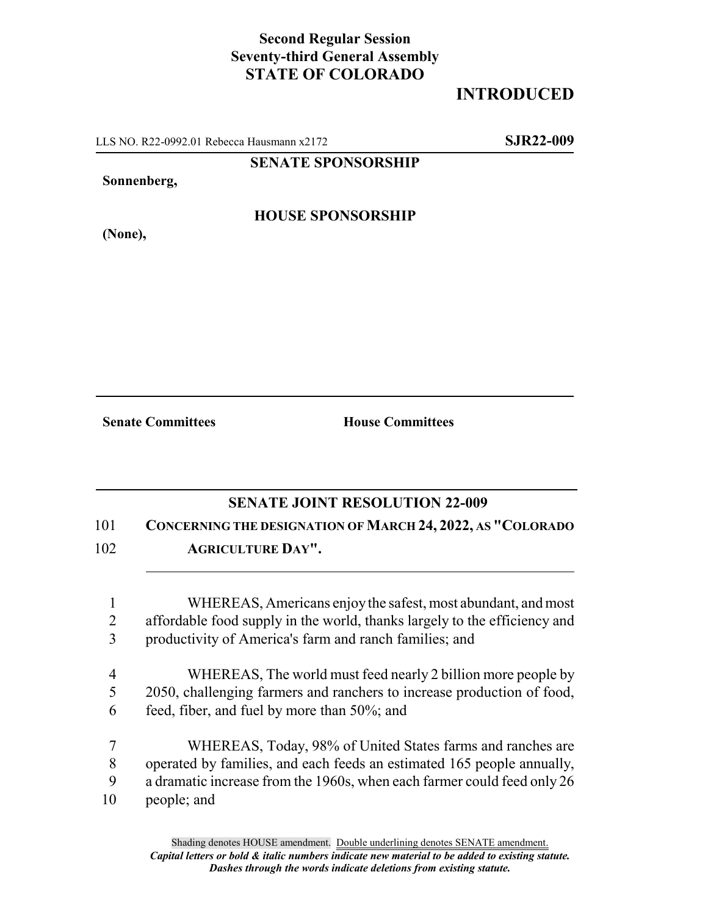**Second Regular Session**
**Seventy-third General Assembly**
**STATE OF COLORADO**

# INTRODUCED

LLS NO. R22-0992.01 Rebecca Hausmann x2172 **SJR22-009**

**SENATE SPONSORSHIP**

**Sonnenberg,**

**HOUSE SPONSORSHIP**

**(None),**

**Senate Committees** **House Committees**

## SENATE JOINT RESOLUTION 22-009

101 **CONCERNING THE DESIGNATION OF MARCH 24, 2022, AS "COLORADO**
102 **AGRICULTURE DAY".**

1 WHEREAS, Americans enjoy the safest, most abundant, and most
2 affordable food supply in the world, thanks largely to the efficiency and
3 productivity of America's farm and ranch families; and

4 WHEREAS, The world must feed nearly 2 billion more people by
5 2050, challenging farmers and ranchers to increase production of food,
6 feed, fiber, and fuel by more than 50%; and

7 WHEREAS, Today, 98% of United States farms and ranches are
8 operated by families, and each feeds an estimated 165 people annually,
9 a dramatic increase from the 1960s, when each farmer could feed only 26
10 people; and

Shading denotes HOUSE amendment. Double underlining denotes SENATE amendment.
*Capital letters or bold & italic numbers indicate new material to be added to existing statute.*
*Dashes through the words indicate deletions from existing statute.*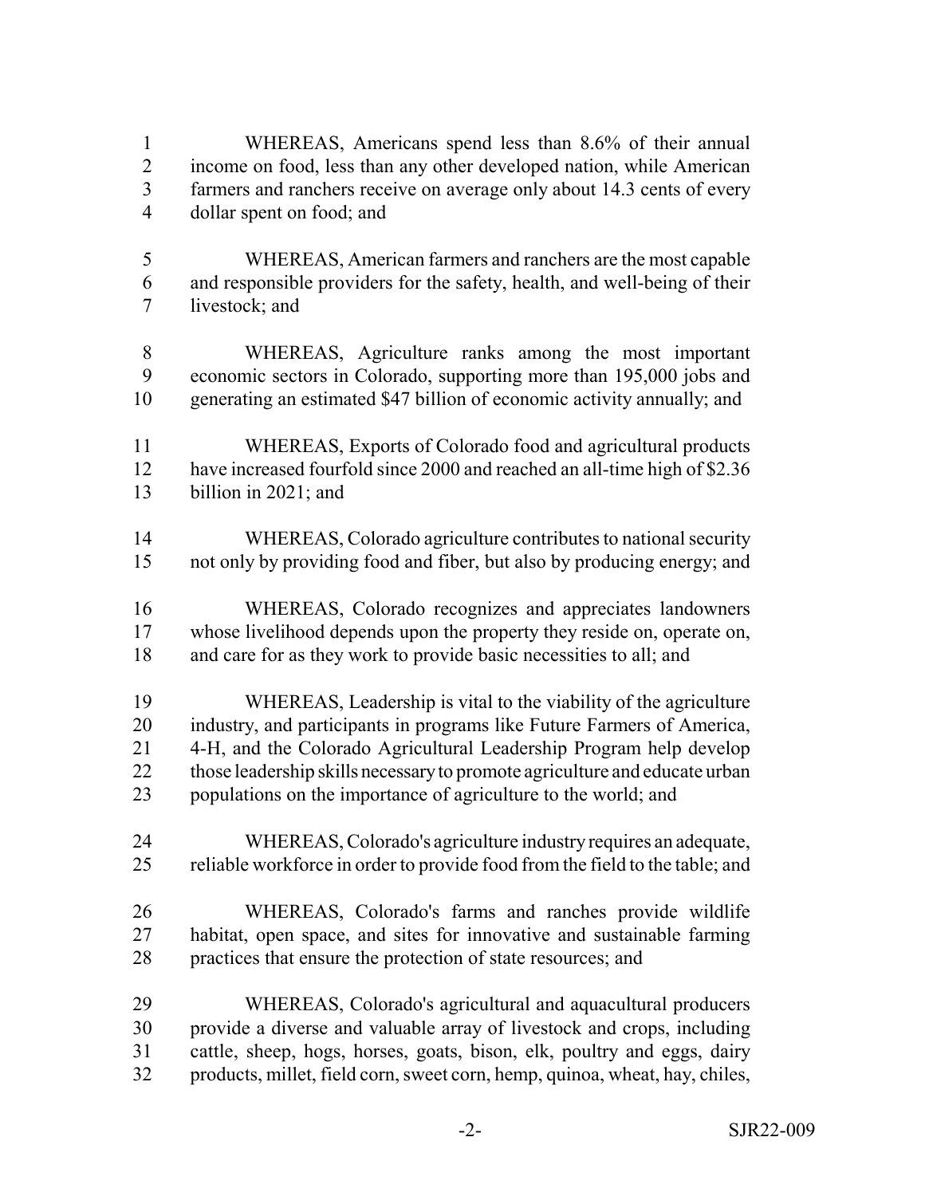WHEREAS, Americans spend less than 8.6% of their annual income on food, less than any other developed nation, while American farmers and ranchers receive on average only about 14.3 cents of every dollar spent on food; and

WHEREAS, American farmers and ranchers are the most capable and responsible providers for the safety, health, and well-being of their livestock; and

WHEREAS, Agriculture ranks among the most important economic sectors in Colorado, supporting more than 195,000 jobs and generating an estimated $47 billion of economic activity annually; and

WHEREAS, Exports of Colorado food and agricultural products have increased fourfold since 2000 and reached an all-time high of $2.36 billion in 2021; and

WHEREAS, Colorado agriculture contributes to national security not only by providing food and fiber, but also by producing energy; and

WHEREAS, Colorado recognizes and appreciates landowners whose livelihood depends upon the property they reside on, operate on, and care for as they work to provide basic necessities to all; and

WHEREAS, Leadership is vital to the viability of the agriculture industry, and participants in programs like Future Farmers of America, 4-H, and the Colorado Agricultural Leadership Program help develop those leadership skills necessary to promote agriculture and educate urban populations on the importance of agriculture to the world; and

WHEREAS, Colorado's agriculture industry requires an adequate, reliable workforce in order to provide food from the field to the table; and

WHEREAS, Colorado's farms and ranches provide wildlife habitat, open space, and sites for innovative and sustainable farming practices that ensure the protection of state resources; and

WHEREAS, Colorado's agricultural and aquacultural producers provide a diverse and valuable array of livestock and crops, including cattle, sheep, hogs, horses, goats, bison, elk, poultry and eggs, dairy products, millet, field corn, sweet corn, hemp, quinoa, wheat, hay, chiles,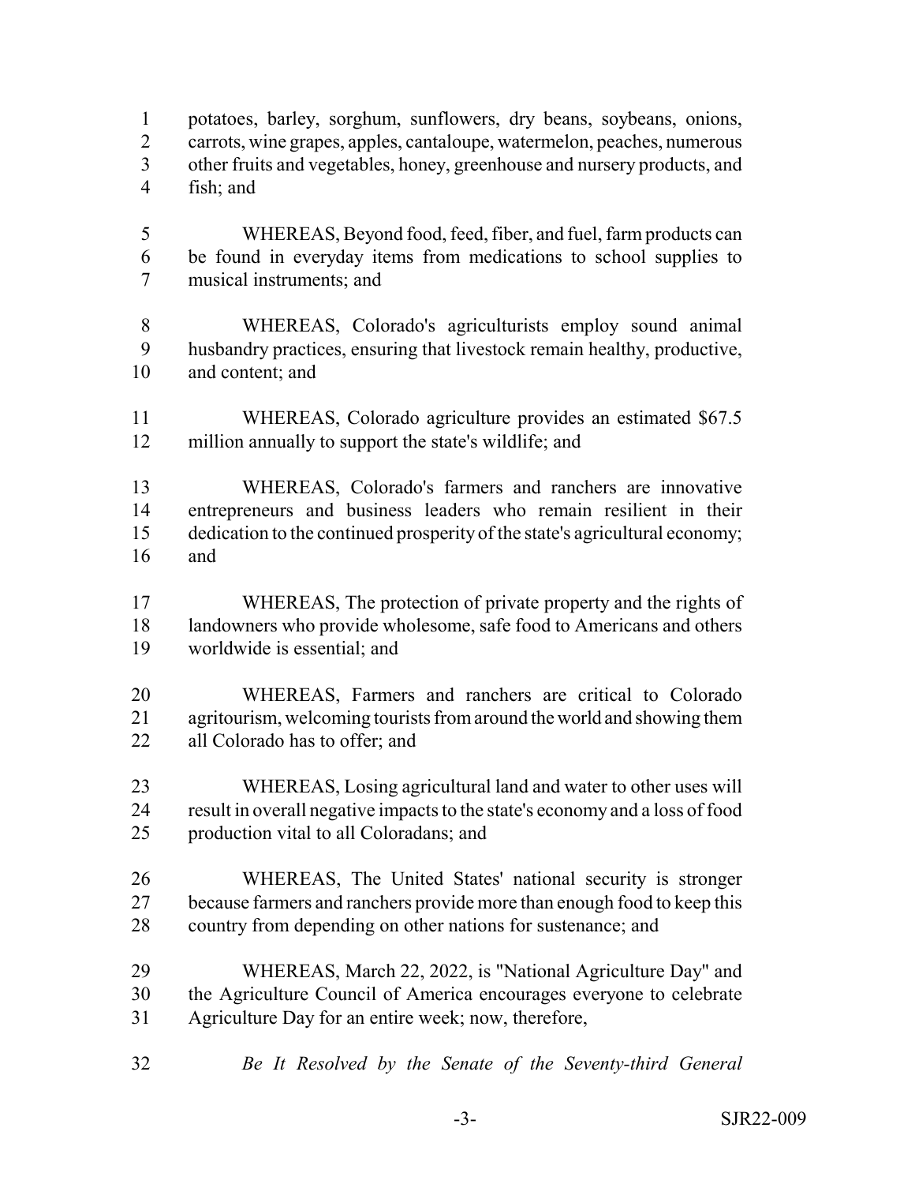potatoes, barley, sorghum, sunflowers, dry beans, soybeans, onions, carrots, wine grapes, apples, cantaloupe, watermelon, peaches, numerous other fruits and vegetables, honey, greenhouse and nursery products, and fish; and

WHEREAS, Beyond food, feed, fiber, and fuel, farm products can be found in everyday items from medications to school supplies to musical instruments; and

WHEREAS, Colorado's agriculturists employ sound animal husbandry practices, ensuring that livestock remain healthy, productive, and content; and

WHEREAS, Colorado agriculture provides an estimated $67.5 million annually to support the state's wildlife; and

WHEREAS, Colorado's farmers and ranchers are innovative entrepreneurs and business leaders who remain resilient in their dedication to the continued prosperity of the state's agricultural economy; and

WHEREAS, The protection of private property and the rights of landowners who provide wholesome, safe food to Americans and others worldwide is essential; and

WHEREAS, Farmers and ranchers are critical to Colorado agritourism, welcoming tourists from around the world and showing them all Colorado has to offer; and

WHEREAS, Losing agricultural land and water to other uses will result in overall negative impacts to the state's economy and a loss of food production vital to all Coloradans; and

WHEREAS, The United States' national security is stronger because farmers and ranchers provide more than enough food to keep this country from depending on other nations for sustenance; and

WHEREAS, March 22, 2022, is "National Agriculture Day" and the Agriculture Council of America encourages everyone to celebrate Agriculture Day for an entire week; now, therefore,

*Be It Resolved by the Senate of the Seventy-third General*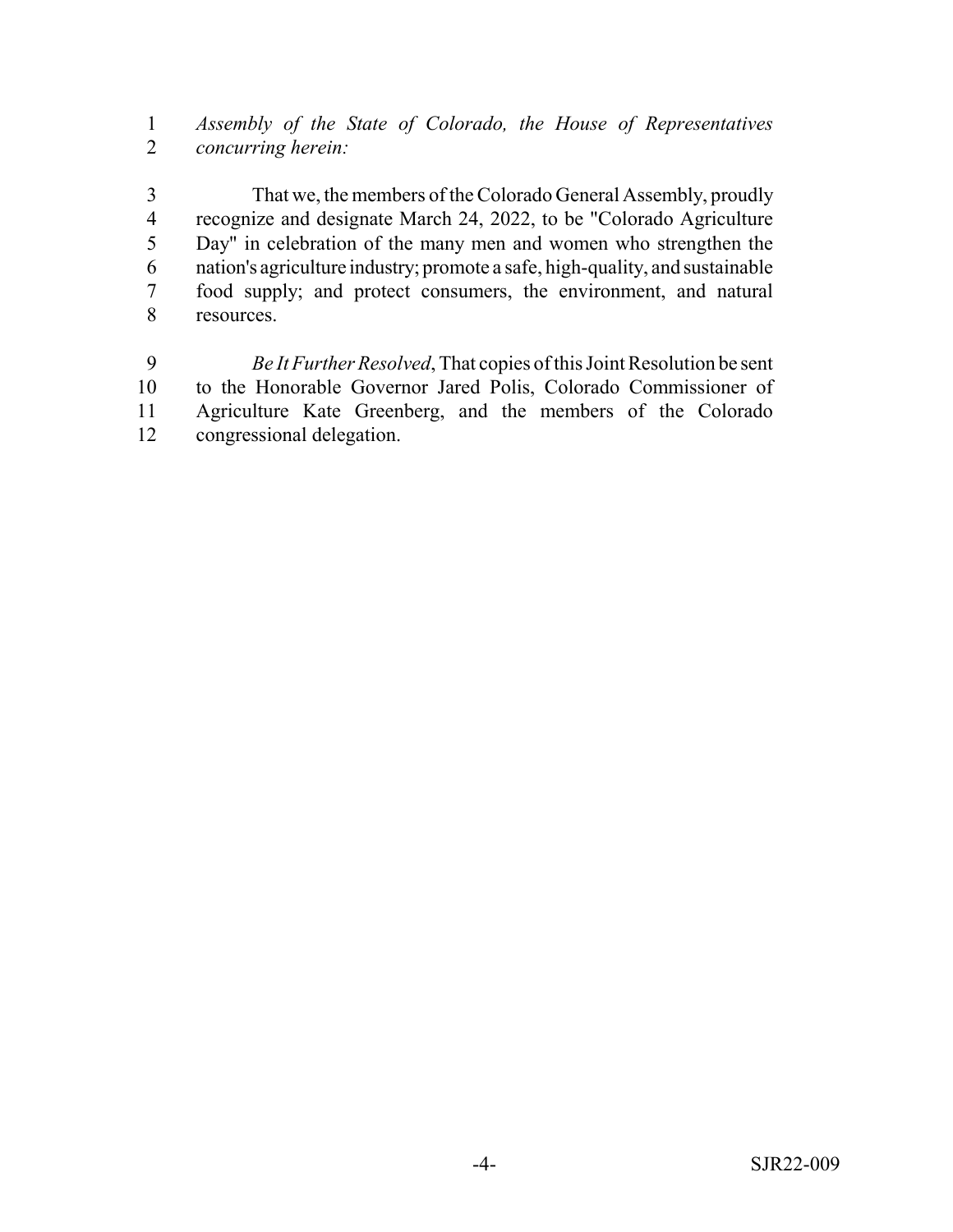*Assembly of the State of Colorado, the House of Representatives concurring herein:*

That we, the members of the Colorado General Assembly, proudly recognize and designate March 24, 2022, to be "Colorado Agriculture Day" in celebration of the many men and women who strengthen the nation's agriculture industry; promote a safe, high-quality, and sustainable food supply; and protect consumers, the environment, and natural resources.

*Be It Further Resolved*, That copies of this Joint Resolution be sent to the Honorable Governor Jared Polis, Colorado Commissioner of Agriculture Kate Greenberg, and the members of the Colorado congressional delegation.